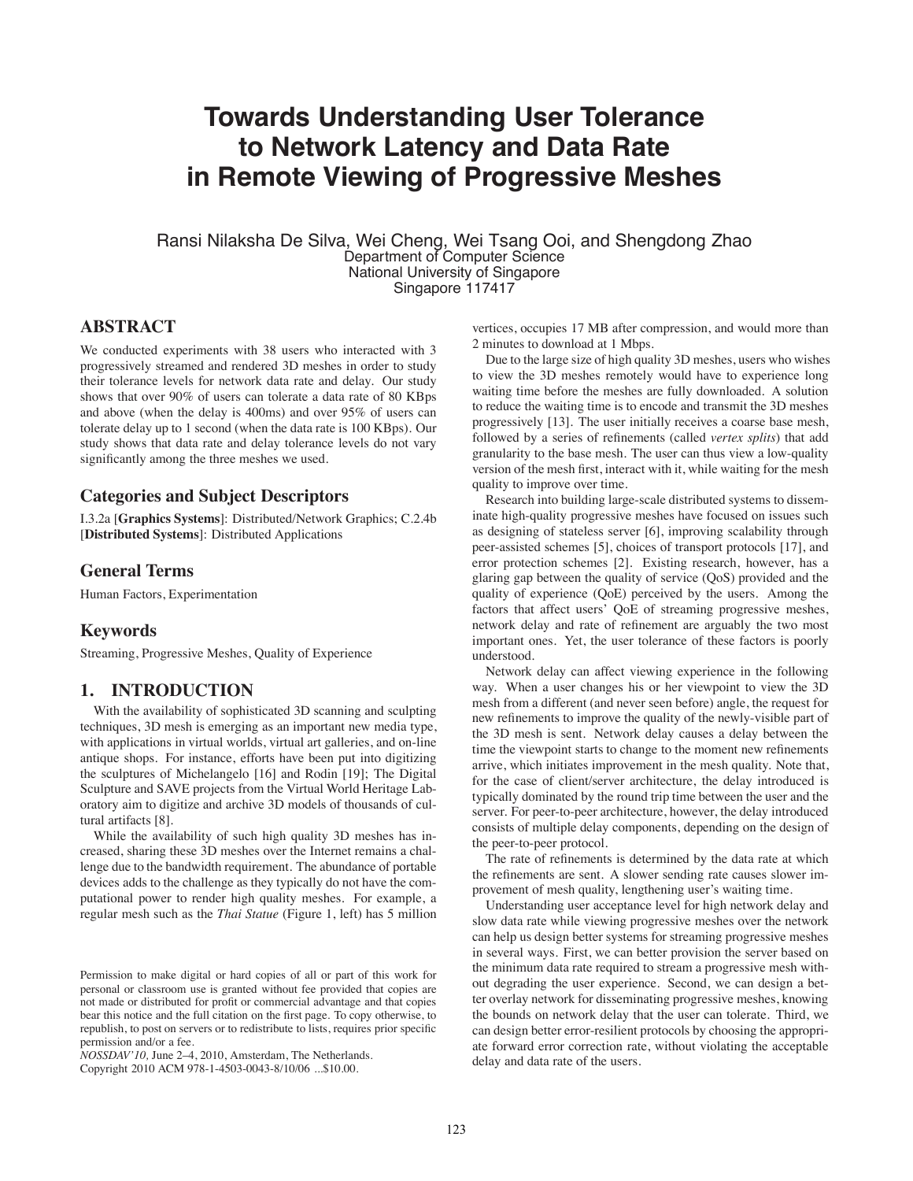# Towards Understanding User Tolerance to Network Latency and Data Rate in Remote Viewing of Progressive Meshes

Ransi Nilaksha De Silva, Wei Cheng, Wei Tsang Ooi, and Shengdong Zhao
Department of Computer Science
National University of Singapore
Singapore 117417

## ABSTRACT

We conducted experiments with 38 users who interacted with 3 progressively streamed and rendered 3D meshes in order to study their tolerance levels for network data rate and delay. Our study shows that over 90% of users can tolerate a data rate of 80 KBps and above (when the delay is 400ms) and over 95% of users can tolerate delay up to 1 second (when the data rate is 100 KBps). Our study shows that data rate and delay tolerance levels do not vary significantly among the three meshes we used.

## Categories and Subject Descriptors

I.3.2a [**Graphics Systems**]: Distributed/Network Graphics; C.2.4b [**Distributed Systems**]: Distributed Applications

## General Terms

Human Factors, Experimentation

## Keywords

Streaming, Progressive Meshes, Quality of Experience

## 1. INTRODUCTION

With the availability of sophisticated 3D scanning and sculpting techniques, 3D mesh is emerging as an important new media type, with applications in virtual worlds, virtual art galleries, and on-line antique shops. For instance, efforts have been put into digitizing the sculptures of Michelangelo [16] and Rodin [19]; The Digital Sculpture and SAVE projects from the Virtual World Heritage Laboratory aim to digitize and archive 3D models of thousands of cultural artifacts [8].

While the availability of such high quality 3D meshes has increased, sharing these 3D meshes over the Internet remains a challenge due to the bandwidth requirement. The abundance of portable devices adds to the challenge as they typically do not have the computational power to render high quality meshes. For example, a regular mesh such as the *Thai Statue* (Figure 1, left) has 5 million vertices, occupies 17 MB after compression, and would more than 2 minutes to download at 1 Mbps.

Due to the large size of high quality 3D meshes, users who wishes to view the 3D meshes remotely would have to experience long waiting time before the meshes are fully downloaded. A solution to reduce the waiting time is to encode and transmit the 3D meshes progressively [13]. The user initially receives a coarse base mesh, followed by a series of refinements (called *vertex splits*) that add granularity to the base mesh. The user can thus view a low-quality version of the mesh first, interact with it, while waiting for the mesh quality to improve over time.

Research into building large-scale distributed systems to disseminate high-quality progressive meshes have focused on issues such as designing of stateless server [6], improving scalability through peer-assisted schemes [5], choices of transport protocols [17], and error protection schemes [2]. Existing research, however, has a glaring gap between the quality of service (QoS) provided and the quality of experience (QoE) perceived by the users. Among the factors that affect users' QoE of streaming progressive meshes, network delay and rate of refinement are arguably the two most important ones. Yet, the user tolerance of these factors is poorly understood.

Network delay can affect viewing experience in the following way. When a user changes his or her viewpoint to view the 3D mesh from a different (and never seen before) angle, the request for new refinements to improve the quality of the newly-visible part of the 3D mesh is sent. Network delay causes a delay between the time the viewpoint starts to change to the moment new refinements arrive, which initiates improvement in the mesh quality. Note that, for the case of client/server architecture, the delay introduced is typically dominated by the round trip time between the user and the server. For peer-to-peer architecture, however, the delay introduced consists of multiple delay components, depending on the design of the peer-to-peer protocol.

The rate of refinements is determined by the data rate at which the refinements are sent. A slower sending rate causes slower improvement of mesh quality, lengthening user's waiting time.

Understanding user acceptance level for high network delay and slow data rate while viewing progressive meshes over the network can help us design better systems for streaming progressive meshes in several ways. First, we can better provision the server based on the minimum data rate required to stream a progressive mesh without degrading the user experience. Second, we can design a better overlay network for disseminating progressive meshes, knowing the bounds on network delay that the user can tolerate. Third, we can design better error-resilient protocols by choosing the appropriate forward error correction rate, without violating the acceptable delay and data rate of the users.

Permission to make digital or hard copies of all or part of this work for personal or classroom use is granted without fee provided that copies are not made or distributed for profit or commercial advantage and that copies bear this notice and the full citation on the first page. To copy otherwise, to republish, to post on servers or to redistribute to lists, requires prior specific permission and/or a fee.
*NOSSDAV'10,* June 2–4, 2010, Amsterdam, The Netherlands.
Copyright 2010 ACM 978-1-4503-0043-8/10/06 ...$10.00.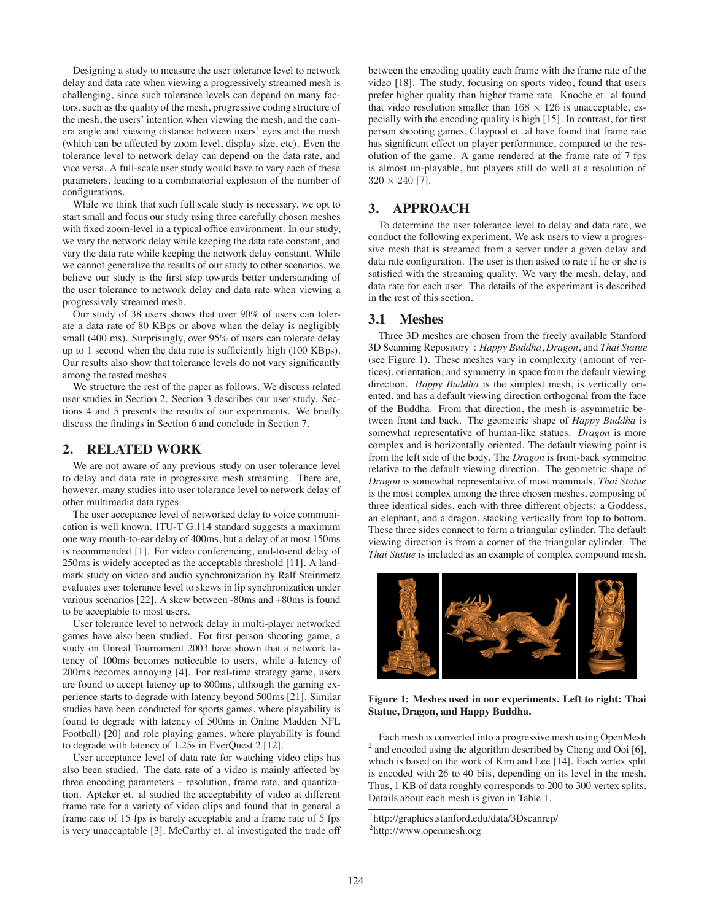Designing a study to measure the user tolerance level to network delay and data rate when viewing a progressively streamed mesh is challenging, since such tolerance levels can depend on many factors, such as the quality of the mesh, progressive coding structure of the mesh, the users' intention when viewing the mesh, and the camera angle and viewing distance between users' eyes and the mesh (which can be affected by zoom level, display size, etc). Even the tolerance level to network delay can depend on the data rate, and vice versa. A full-scale user study would have to vary each of these parameters, leading to a combinatorial explosion of the number of configurations.

While we think that such full scale study is necessary, we opt to start small and focus our study using three carefully chosen meshes with fixed zoom-level in a typical office environment. In our study, we vary the network delay while keeping the data rate constant, and vary the data rate while keeping the network delay constant. While we cannot generalize the results of our study to other scenarios, we believe our study is the first step towards better understanding of the user tolerance to network delay and data rate when viewing a progressively streamed mesh.

Our study of 38 users shows that over 90% of users can tolerate a data rate of 80 KBps or above when the delay is negligibly small (400 ms). Surprisingly, over 95% of users can tolerate delay up to 1 second when the data rate is sufficiently high (100 KBps). Our results also show that tolerance levels do not vary significantly among the tested meshes.

We structure the rest of the paper as follows. We discuss related user studies in Section 2. Section 3 describes our user study. Sections 4 and 5 presents the results of our experiments. We briefly discuss the findings in Section 6 and conclude in Section 7.

## 2. RELATED WORK

We are not aware of any previous study on user tolerance level to delay and data rate in progressive mesh streaming. There are, however, many studies into user tolerance level to network delay of other multimedia data types.

The user acceptance level of networked delay to voice communication is well known. ITU-T G.114 standard suggests a maximum one way mouth-to-ear delay of 400ms, but a delay of at most 150ms is recommended [1]. For video conferencing, end-to-end delay of 250ms is widely accepted as the acceptable threshold [11]. A landmark study on video and audio synchronization by Ralf Steinmetz evaluates user tolerance level to skews in lip synchronization under various scenarios [22]. A skew between -80ms and +80ms is found to be acceptable to most users.

User tolerance level to network delay in multi-player networked games have also been studied. For first person shooting game, a study on Unreal Tournament 2003 have shown that a network latency of 100ms becomes noticeable to users, while a latency of 200ms becomes annoying [4]. For real-time strategy game, users are found to accept latency up to 800ms, although the gaming experience starts to degrade with latency beyond 500ms [21]. Similar studies have been conducted for sports games, where playability is found to degrade with latency of 500ms in Online Madden NFL Football) [20] and role playing games, where playability is found to degrade with latency of 1.25s in EverQuest 2 [12].

User acceptance level of data rate for watching video clips has also been studied. The data rate of a video is mainly affected by three encoding parameters – resolution, frame rate, and quantization. Apteker et. al studied the acceptability of video at different frame rate for a variety of video clips and found that in general a frame rate of 15 fps is barely acceptable and a frame rate of 5 fps is very unaccaptable [3]. McCarthy et. al investigated the trade off between the encoding quality each frame with the frame rate of the video [18]. The study, focusing on sports video, found that users prefer higher quality than higher frame rate. Knoche et. al found that video resolution smaller than $168 \times 126$ is unacceptable, especially with the encoding quality is high [15]. In contrast, for first person shooting games, Claypool et. al have found that frame rate has significant effect on player performance, compared to the resolution of the game. A game rendered at the frame rate of 7 fps is almost un-playable, but players still do well at a resolution of $320 \times 240$ [7].

## 3. APPROACH

To determine the user tolerance level to delay and data rate, we conduct the following experiment. We ask users to view a progressive mesh that is streamed from a server under a given delay and data rate configuration. The user is then asked to rate if he or she is satisfied with the streaming quality. We vary the mesh, delay, and data rate for each user. The details of the experiment is described in the rest of this section.

### 3.1 Meshes

Three 3D meshes are chosen from the freely available Stanford 3D Scanning Repository[1]: *Happy Buddha*, *Dragon*, and *Thai Statue* (see Figure 1). These meshes vary in complexity (amount of vertices), orientation, and symmetry in space from the default viewing direction. *Happy Buddha* is the simplest mesh, is vertically oriented, and has a default viewing direction orthogonal from the face of the Buddha. From that direction, the mesh is asymmetric between front and back. The geometric shape of *Happy Buddha* is somewhat representative of human-like statues. *Dragon* is more complex and is horizontally oriented. The default viewing point is from the left side of the body. The *Dragon* is front-back symmetric relative to the default viewing direction. The geometric shape of *Dragon* is somewhat representative of most mammals. *Thai Statue* is the most complex among the three chosen meshes, composing of three identical sides, each with three different objects: a Goddess, an elephant, and a dragon, stacking vertically from top to bottom. These three sides connect to form a triangular cylinder. The default viewing direction is from a corner of the triangular cylinder. The *Thai Statue* is included as an example of complex compound mesh.

**Figure 1: Meshes used in our experiments. Left to right: Thai Statue, Dragon, and Happy Buddha.**

Each mesh is converted into a progressive mesh using OpenMesh [2] and encoded using the algorithm described by Cheng and Ooi [6], which is based on the work of Kim and Lee [14]. Each vertex split is encoded with 26 to 40 bits, depending on its level in the mesh. Thus, 1 KB of data roughly corresponds to 200 to 300 vertex splits. Details about each mesh is given in Table 1.

[1] http://graphics.stanford.edu/data/3Dscanrep/

[2] http://www.openmesh.org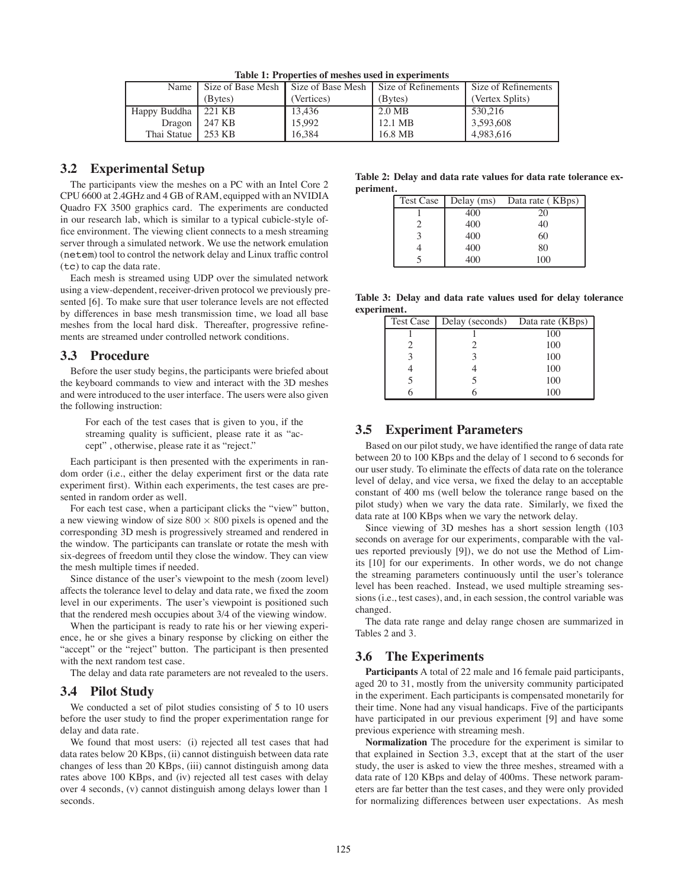**Table 1: Properties of meshes used in experiments**

| Name | Size of Base Mesh (Bytes) | Size of Base Mesh (Vertices) | Size of Refinements (Bytes) | Size of Refinements (Vertex Splits) |
|---|---|---|---|---|
| Happy Buddha | 221 KB | 13,436 | 2.0 MB | 530,216 |
| Dragon | 247 KB | 15,992 | 12.1 MB | 3,593,608 |
| Thai Statue | 253 KB | 16,384 | 16.8 MB | 4,983,616 |

## 3.2 Experimental Setup

The participants view the meshes on a PC with an Intel Core 2 CPU 6600 at 2.4GHz and 4 GB of RAM, equipped with an NVIDIA Quadro FX 3500 graphics card. The experiments are conducted in our research lab, which is similar to a typical cubicle-style office environment. The viewing client connects to a mesh streaming server through a simulated network. We use the network emulation (`netem`) tool to control the network delay and Linux traffic control (`tc`) to cap the data rate.

Each mesh is streamed using UDP over the simulated network using a view-dependent, receiver-driven protocol we previously presented [6]. To make sure that user tolerance levels are not effected by differences in base mesh transmission time, we load all base meshes from the local hard disk. Thereafter, progressive refinements are streamed under controlled network conditions.

## 3.3 Procedure

Before the user study begins, the participants were briefed about the keyboard commands to view and interact with the 3D meshes and were introduced to the user interface. The users were also given the following instruction:

> For each of the test cases that is given to you, if the streaming quality is sufficient, please rate it as "accept" , otherwise, please rate it as "reject."

Each participant is then presented with the experiments in random order (i.e., either the delay experiment first or the data rate experiment first). Within each experiments, the test cases are presented in random order as well.

For each test case, when a participant clicks the "view" button, a new viewing window of size $800 \times 800$ pixels is opened and the corresponding 3D mesh is progressively streamed and rendered in the window. The participants can translate or rotate the mesh with six-degrees of freedom until they close the window. They can view the mesh multiple times if needed.

Since distance of the user's viewpoint to the mesh (zoom level) affects the tolerance level to delay and data rate, we fixed the zoom level in our experiments. The user's viewpoint is positioned such that the rendered mesh occupies about 3/4 of the viewing window.

When the participant is ready to rate his or her viewing experience, he or she gives a binary response by clicking on either the "accept" or the "reject" button. The participant is then presented with the next random test case.

The delay and data rate parameters are not revealed to the users.

## 3.4 Pilot Study

We conducted a set of pilot studies consisting of 5 to 10 users before the user study to find the proper experimentation range for delay and data rate.

We found that most users: (i) rejected all test cases that had data rates below 20 KBps, (ii) cannot distinguish between data rate changes of less than 20 KBps, (iii) cannot distinguish among data rates above 100 KBps, and (iv) rejected all test cases with delay over 4 seconds, (v) cannot distinguish among delays lower than 1 seconds.

**Table 2: Delay and data rate values for data rate tolerance experiment.**

| Test Case | Delay (ms) | Data rate ( KBps) |
|---|---|---|
| 1 | 400 | 20 |
| 2 | 400 | 40 |
| 3 | 400 | 60 |
| 4 | 400 | 80 |
| 5 | 400 | 100 |

**Table 3: Delay and data rate values used for delay tolerance experiment.**

| Test Case | Delay (seconds) | Data rate (KBps) |
|---|---|---|
| 1 | 1 | 100 |
| 2 | 2 | 100 |
| 3 | 3 | 100 |
| 4 | 4 | 100 |
| 5 | 5 | 100 |
| 6 | 6 | 100 |

## 3.5 Experiment Parameters

Based on our pilot study, we have identified the range of data rate between 20 to 100 KBps and the delay of 1 second to 6 seconds for our user study. To eliminate the effects of data rate on the tolerance level of delay, and vice versa, we fixed the delay to an acceptable constant of 400 ms (well below the tolerance range based on the pilot study) when we vary the data rate. Similarly, we fixed the data rate at 100 KBps when we vary the network delay.

Since viewing of 3D meshes has a short session length (103 seconds on average for our experiments, comparable with the values reported previously [9]), we do not use the Method of Limits [10] for our experiments. In other words, we do not change the streaming parameters continuously until the user's tolerance level has been reached. Instead, we used multiple streaming sessions (i.e., test cases), and, in each session, the control variable was changed.

The data rate range and delay range chosen are summarized in Tables 2 and 3.

## 3.6 The Experiments

**Participants** A total of 22 male and 16 female paid participants, aged 20 to 31, mostly from the university community participated in the experiment. Each participants is compensated monetarily for their time. None had any visual handicaps. Five of the participants have participated in our previous experiment [9] and have some previous experience with streaming mesh.

**Normalization** The procedure for the experiment is similar to that explained in Section 3.3, except that at the start of the user study, the user is asked to view the three meshes, streamed with a data rate of 120 KBps and delay of 400ms. These network parameters are far better than the test cases, and they were only provided for normalizing differences between user expectations. As mesh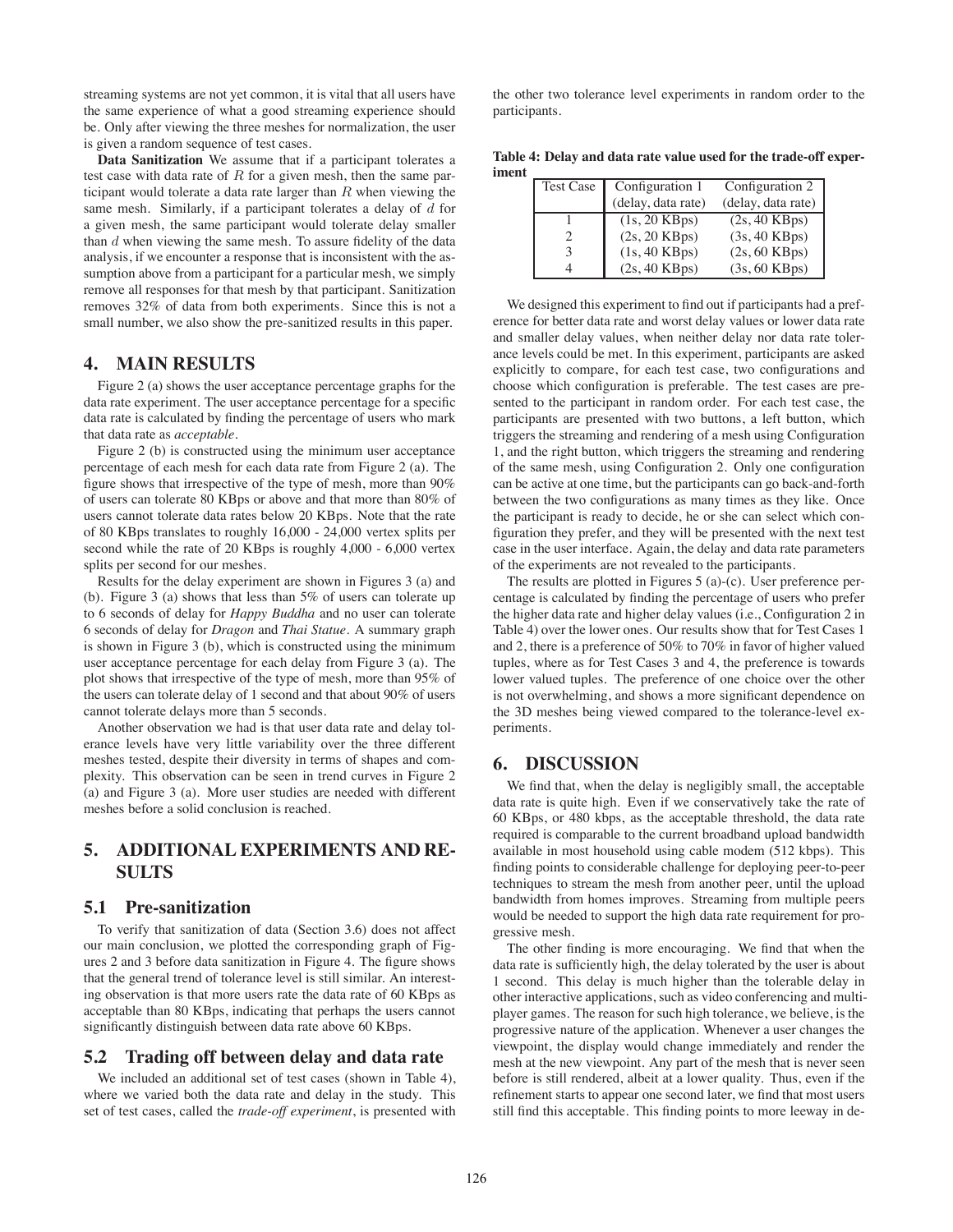streaming systems are not yet common, it is vital that all users have the same experience of what a good streaming experience should be. Only after viewing the three meshes for normalization, the user is given a random sequence of test cases.

**Data Sanitization** We assume that if a participant tolerates a test case with data rate of $R$ for a given mesh, then the same participant would tolerate a data rate larger than $R$ when viewing the same mesh. Similarly, if a participant tolerates a delay of $d$ for a given mesh, the same participant would tolerate delay smaller than $d$ when viewing the same mesh. To assure fidelity of the data analysis, if we encounter a response that is inconsistent with the assumption above from a participant for a particular mesh, we simply remove all responses for that mesh by that participant. Sanitization removes 32% of data from both experiments. Since this is not a small number, we also show the pre-sanitized results in this paper.

# 4. MAIN RESULTS

Figure 2 (a) shows the user acceptance percentage graphs for the data rate experiment. The user acceptance percentage for a specific data rate is calculated by finding the percentage of users who mark that data rate as *acceptable*.

Figure 2 (b) is constructed using the minimum user acceptance percentage of each mesh for each data rate from Figure 2 (a). The figure shows that irrespective of the type of mesh, more than 90% of users can tolerate 80 KBps or above and that more than 80% of users cannot tolerate data rates below 20 KBps. Note that the rate of 80 KBps translates to roughly 16,000 - 24,000 vertex splits per second while the rate of 20 KBps is roughly 4,000 - 6,000 vertex splits per second for our meshes.

Results for the delay experiment are shown in Figures 3 (a) and (b). Figure 3 (a) shows that less than 5% of users can tolerate up to 6 seconds of delay for *Happy Buddha* and no user can tolerate 6 seconds of delay for *Dragon* and *Thai Statue*. A summary graph is shown in Figure 3 (b), which is constructed using the minimum user acceptance percentage for each delay from Figure 3 (a). The plot shows that irrespective of the type of mesh, more than 95% of the users can tolerate delay of 1 second and that about 90% of users cannot tolerate delays more than 5 seconds.

Another observation we had is that user data rate and delay tolerance levels have very little variability over the three different meshes tested, despite their diversity in terms of shapes and complexity. This observation can be seen in trend curves in Figure 2 (a) and Figure 3 (a). More user studies are needed with different meshes before a solid conclusion is reached.

# 5. ADDITIONAL EXPERIMENTS AND RESULTS

## 5.1 Pre-sanitization

To verify that sanitization of data (Section 3.6) does not affect our main conclusion, we plotted the corresponding graph of Figures 2 and 3 before data sanitization in Figure 4. The figure shows that the general trend of tolerance level is still similar. An interesting observation is that more users rate the data rate of 60 KBps as acceptable than 80 KBps, indicating that perhaps the users cannot significantly distinguish between data rate above 60 KBps.

## 5.2 Trading off between delay and data rate

We included an additional set of test cases (shown in Table 4), where we varied both the data rate and delay in the study. This set of test cases, called the *trade-off experiment*, is presented with the other two tolerance level experiments in random order to the participants.

**Table 4: Delay and data rate value used for the trade-off experiment**

| Test Case | Configuration 1 (delay, data rate) | Configuration 2 (delay, data rate) |
|---|---|---|
| 1 | (1s, 20 KBps) | (2s, 40 KBps) |
| 2 | (2s, 20 KBps) | (3s, 40 KBps) |
| 3 | (1s, 40 KBps) | (2s, 60 KBps) |
| 4 | (2s, 40 KBps) | (3s, 60 KBps) |

We designed this experiment to find out if participants had a preference for better data rate and worst delay values or lower data rate and smaller delay values, when neither delay nor data rate tolerance levels could be met. In this experiment, participants are asked explicitly to compare, for each test case, two configurations and choose which configuration is preferable. The test cases are presented to the participant in random order. For each test case, the participants are presented with two buttons, a left button, which triggers the streaming and rendering of a mesh using Configuration 1, and the right button, which triggers the streaming and rendering of the same mesh, using Configuration 2. Only one configuration can be active at one time, but the participants can go back-and-forth between the two configurations as many times as they like. Once the participant is ready to decide, he or she can select which configuration they prefer, and they will be presented with the next test case in the user interface. Again, the delay and data rate parameters of the experiments are not revealed to the participants.

The results are plotted in Figures 5 (a)-(c). User preference percentage is calculated by finding the percentage of users who prefer the higher data rate and higher delay values (i.e., Configuration 2 in Table 4) over the lower ones. Our results show that for Test Cases 1 and 2, there is a preference of 50% to 70% in favor of higher valued tuples, where as for Test Cases 3 and 4, the preference is towards lower valued tuples. The preference of one choice over the other is not overwhelming, and shows a more significant dependence on the 3D meshes being viewed compared to the tolerance-level experiments.

# 6. DISCUSSION

We find that, when the delay is negligibly small, the acceptable data rate is quite high. Even if we conservatively take the rate of 60 KBps, or 480 kbps, as the acceptable threshold, the data rate required is comparable to the current broadband upload bandwidth available in most household using cable modem (512 kbps). This finding points to considerable challenge for deploying peer-to-peer techniques to stream the mesh from another peer, until the upload bandwidth from homes improves. Streaming from multiple peers would be needed to support the high data rate requirement for progressive mesh.

The other finding is more encouraging. We find that when the data rate is sufficiently high, the delay tolerated by the user is about 1 second. This delay is much higher than the tolerable delay in other interactive applications, such as video conferencing and multiplayer games. The reason for such high tolerance, we believe, is the progressive nature of the application. Whenever a user changes the viewpoint, the display would change immediately and render the mesh at the new viewpoint. Any part of the mesh that is never seen before is still rendered, albeit at a lower quality. Thus, even if the refinement starts to appear one second later, we find that most users still find this acceptable. This finding points to more leeway in de-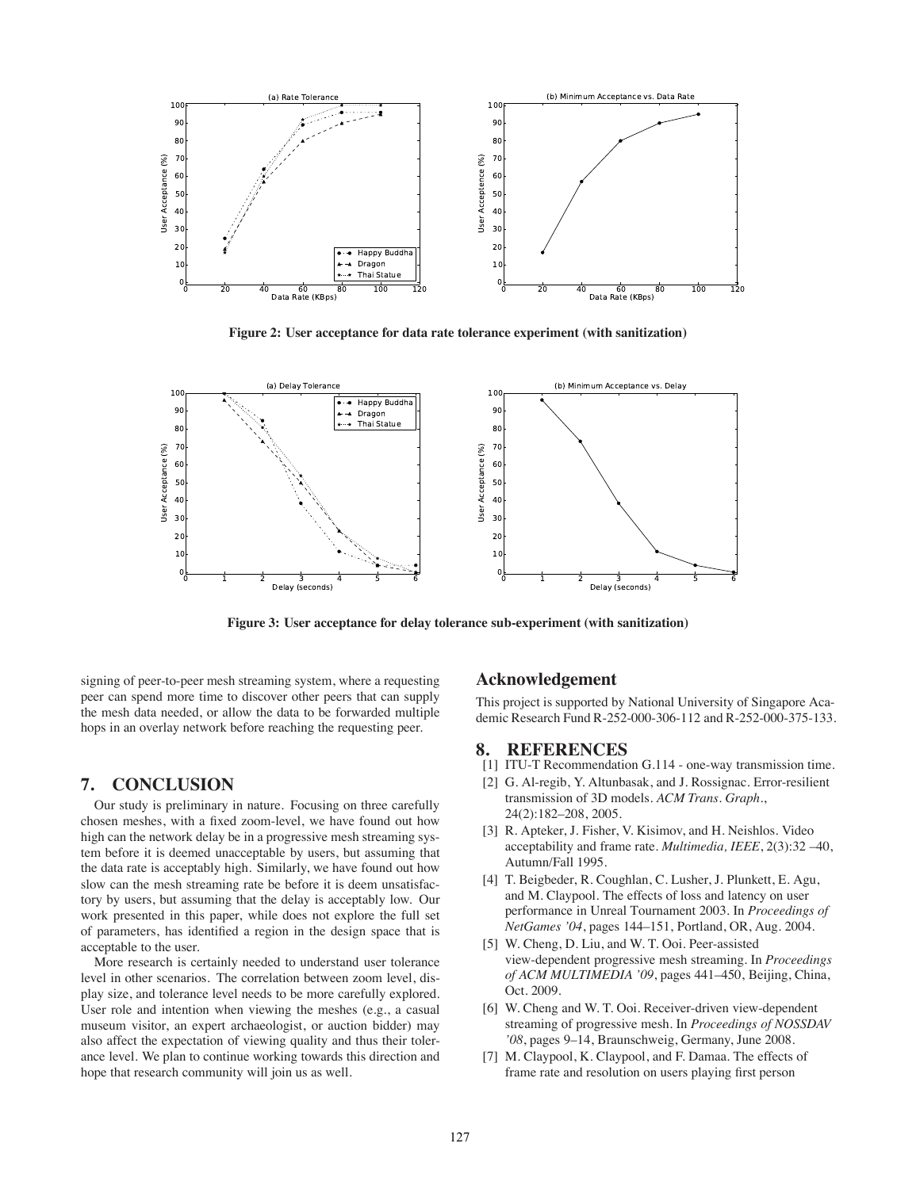Figure 2: User acceptance for data rate tolerance experiment (with sanitization)

Figure 3: User acceptance for delay tolerance sub-experiment (with sanitization)

signing of peer-to-peer mesh streaming system, where a requesting peer can spend more time to discover other peers that can supply the mesh data needed, or allow the data to be forwarded multiple hops in an overlay network before reaching the requesting peer.

## 7. CONCLUSION

Our study is preliminary in nature. Focusing on three carefully chosen meshes, with a fixed zoom-level, we have found out how high can the network delay be in a progressive mesh streaming system before it is deemed unacceptable by users, but assuming that the data rate is acceptably high. Similarly, we have found out how slow can the mesh streaming rate be before it is deem unsatisfactory by users, but assuming that the delay is acceptably low. Our work presented in this paper, while does not explore the full set of parameters, has identified a region in the design space that is acceptable to the user.

More research is certainly needed to understand user tolerance level in other scenarios. The correlation between zoom level, display size, and tolerance level needs to be more carefully explored. User role and intention when viewing the meshes (e.g., a casual museum visitor, an expert archaeologist, or auction bidder) may also affect the expectation of viewing quality and thus their tolerance level. We plan to continue working towards this direction and hope that research community will join us as well.

## Acknowledgement

This project is supported by National University of Singapore Academic Research Fund R-252-000-306-112 and R-252-000-375-133.

## 8. REFERENCES

[1] ITU-T Recommendation G.114 - one-way transmission time.

[2] G. Al-regib, Y. Altunbasak, and J. Rossignac. Error-resilient transmission of 3D models. *ACM Trans. Graph.*, 24(2):182–208, 2005.

[3] R. Apteker, J. Fisher, V. Kisimov, and H. Neishlos. Video acceptability and frame rate. *Multimedia, IEEE*, 2(3):32 –40, Autumn/Fall 1995.

[4] T. Beigbeder, R. Coughlan, C. Lusher, J. Plunkett, E. Agu, and M. Claypool. The effects of loss and latency on user performance in Unreal Tournament 2003. In *Proceedings of NetGames '04*, pages 144–151, Portland, OR, Aug. 2004.

[5] W. Cheng, D. Liu, and W. T. Ooi. Peer-assisted view-dependent progressive mesh streaming. In *Proceedings of ACM MULTIMEDIA '09*, pages 441–450, Beijing, China, Oct. 2009.

[6] W. Cheng and W. T. Ooi. Receiver-driven view-dependent streaming of progressive mesh. In *Proceedings of NOSSDAV '08*, pages 9–14, Braunschweig, Germany, June 2008.

[7] M. Claypool, K. Claypool, and F. Damaa. The effects of frame rate and resolution on users playing first person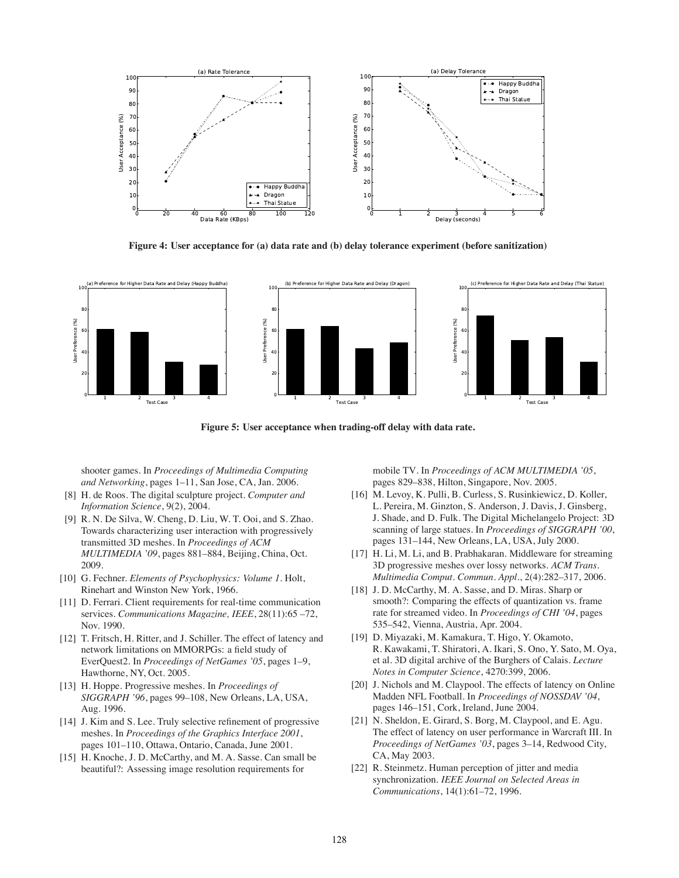(a) Rate Tolerance

User Acceptance (%)

Data Rate (KBps)

0 10 20 30 40 50 60 70 80 90 100

0 20 40 60 80 100 120

Happy Buddha
Dragon
Thai Statue

(a) Delay Tolerance

User Acceptance (%)

Delay (seconds)

0 10 20 30 40 50 60 70 80 90 100

0 1 2 3 4 5 6

Happy Buddha
Dragon
Thai Statue

**Figure 4: User acceptance for (a) data rate and (b) delay tolerance experiment (before sanitization)**

(a) Preference for Higher Data Rate and Delay (Happy Buddha)

(b) Preference for Higher Data Rate and Delay (Dragon)

(c) Preference for Higher Data Rate and Delay (Thai Statue)

User Preference (%)

Test Case

0 20 40 60 80 100

1 2 3 4

**Figure 5: User acceptance when trading-off delay with data rate.**

shooter games. In *Proceedings of Multimedia Computing and Networking*, pages 1–11, San Jose, CA, Jan. 2006.

[8] H. de Roos. The digital sculpture project. *Computer and Information Science*, 9(2), 2004.

[9] R. N. De Silva, W. Cheng, D. Liu, W. T. Ooi, and S. Zhao. Towards characterizing user interaction with progressively transmitted 3D meshes. In *Proceedings of ACM MULTIMEDIA '09*, pages 881–884, Beijing, China, Oct. 2009.

[10] G. Fechner. *Elements of Psychophysics: Volume 1*. Holt, Rinehart and Winston New York, 1966.

[11] D. Ferrari. Client requirements for real-time communication services. *Communications Magazine, IEEE*, 28(11):65 –72, Nov. 1990.

[12] T. Fritsch, H. Ritter, and J. Schiller. The effect of latency and network limitations on MMORPGs: a field study of EverQuest2. In *Proceedings of NetGames '05*, pages 1–9, Hawthorne, NY, Oct. 2005.

[13] H. Hoppe. Progressive meshes. In *Proceedings of SIGGRAPH '96*, pages 99–108, New Orleans, LA, USA, Aug. 1996.

[14] J. Kim and S. Lee. Truly selective refinement of progressive meshes. In *Proceedings of the Graphics Interface 2001*, pages 101–110, Ottawa, Ontario, Canada, June 2001.

[15] H. Knoche, J. D. McCarthy, and M. A. Sasse. Can small be beautiful?: Assessing image resolution requirements for mobile TV. In *Proceedings of ACM MULTIMEDIA '05*, pages 829–838, Hilton, Singapore, Nov. 2005.

[16] M. Levoy, K. Pulli, B. Curless, S. Rusinkiewicz, D. Koller, L. Pereira, M. Ginzton, S. Anderson, J. Davis, J. Ginsberg, J. Shade, and D. Fulk. The Digital Michelangelo Project: 3D scanning of large statues. In *Proceedings of SIGGRAPH '00*, pages 131–144, New Orleans, LA, USA, July 2000.

[17] H. Li, M. Li, and B. Prabhakaran. Middleware for streaming 3D progressive meshes over lossy networks. *ACM Trans. Multimedia Comput. Commun. Appl.*, 2(4):282–317, 2006.

[18] J. D. McCarthy, M. A. Sasse, and D. Miras. Sharp or smooth?: Comparing the effects of quantization vs. frame rate for streamed video. In *Proceedings of CHI '04*, pages 535–542, Vienna, Austria, Apr. 2004.

[19] D. Miyazaki, M. Kamakura, T. Higo, Y. Okamoto, R. Kawakami, T. Shiratori, A. Ikari, S. Ono, Y. Sato, M. Oya, et al. 3D digital archive of the Burghers of Calais. *Lecture Notes in Computer Science*, 4270:399, 2006.

[20] J. Nichols and M. Claypool. The effects of latency on Online Madden NFL Football. In *Proceedings of NOSSDAV '04*, pages 146–151, Cork, Ireland, June 2004.

[21] N. Sheldon, E. Girard, S. Borg, M. Claypool, and E. Agu. The effect of latency on user performance in Warcraft III. In *Proceedings of NetGames '03*, pages 3–14, Redwood City, CA, May 2003.

[22] R. Steinmetz. Human perception of jitter and media synchronization. *IEEE Journal on Selected Areas in Communications*, 14(1):61–72, 1996.